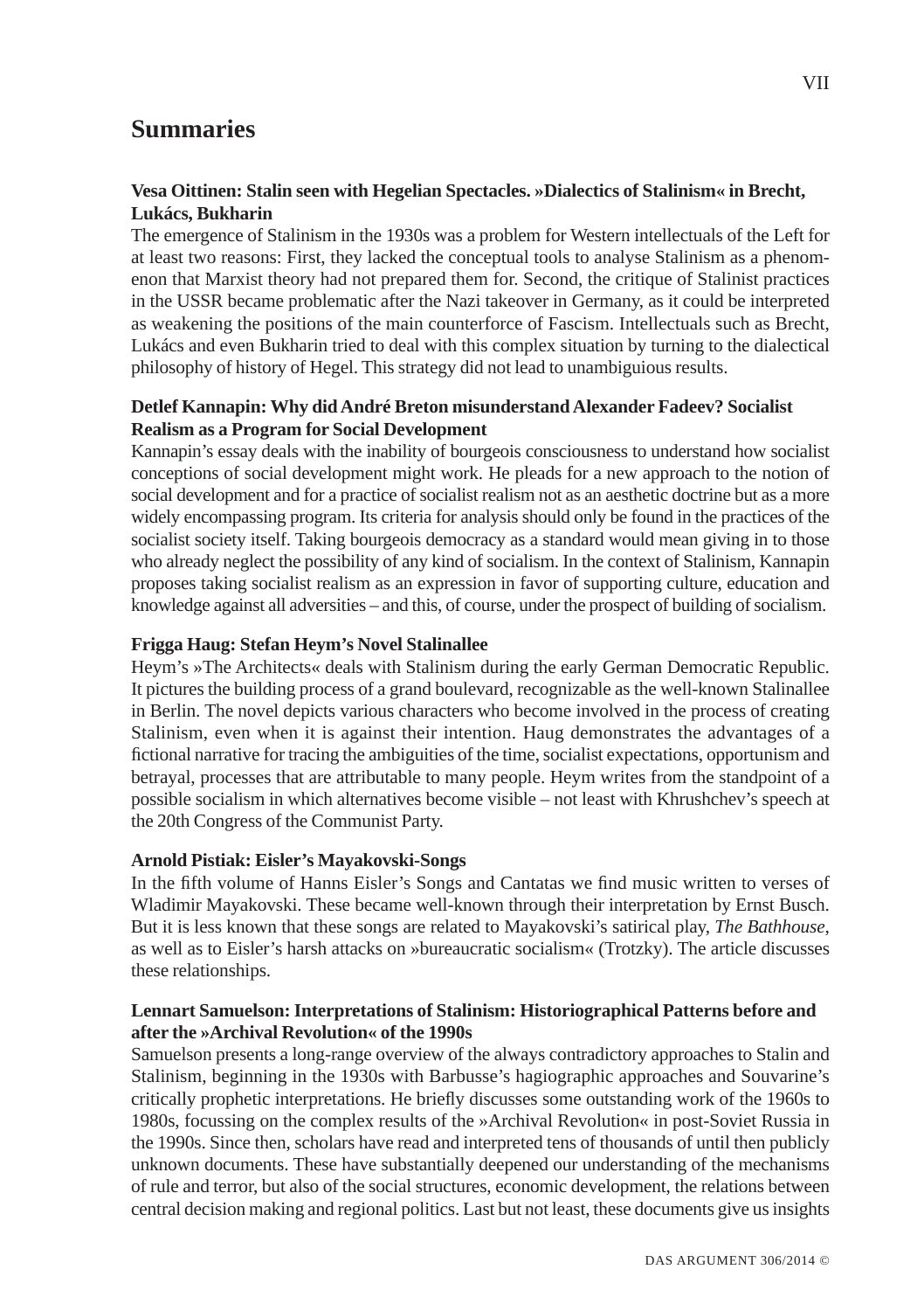# Summaries

**Vesa Oittinen: Stalin seen with Hegelian Spectacles. »Dialectics of Stalinism« in Brecht, Lukács, Bukharin**

The emergence of Stalinism in the 1930s was a problem for Western intellectuals of the Left for at least two reasons: First, they lacked the conceptual tools to analyse Stalinism as a phenomenon that Marxist theory had not prepared them for. Second, the critique of Stalinist practices in the USSR became problematic after the Nazi takeover in Germany, as it could be interpreted as weakening the positions of the main counterforce of Fascism. Intellectuals such as Brecht, Lukács and even Bukharin tried to deal with this complex situation by turning to the dialectical philosophy of history of Hegel. This strategy did not lead to unambiguious results.

**Detlef Kannapin: Why did André Breton misunderstand Alexander Fadeev? Socialist Realism as a Program for Social Development**

Kannapin's essay deals with the inability of bourgeois consciousness to understand how socialist conceptions of social development might work. He pleads for a new approach to the notion of social development and for a practice of socialist realism not as an aesthetic doctrine but as a more widely encompassing program. Its criteria for analysis should only be found in the practices of the socialist society itself. Taking bourgeois democracy as a standard would mean giving in to those who already neglect the possibility of any kind of socialism. In the context of Stalinism, Kannapin proposes taking socialist realism as an expression in favor of supporting culture, education and knowledge against all adversities – and this, of course, under the prospect of building of socialism.

**Frigga Haug: Stefan Heym's Novel Stalinallee**

Heym's »The Architects« deals with Stalinism during the early German Democratic Republic. It pictures the building process of a grand boulevard, recognizable as the well-known Stalinallee in Berlin. The novel depicts various characters who become involved in the process of creating Stalinism, even when it is against their intention. Haug demonstrates the advantages of a fictional narrative for tracing the ambiguities of the time, socialist expectations, opportunism and betrayal, processes that are attributable to many people. Heym writes from the standpoint of a possible socialism in which alternatives become visible – not least with Khrushchev's speech at the 20th Congress of the Communist Party.

**Arnold Pistiak: Eisler's Mayakovski-Songs**

In the fifth volume of Hanns Eisler's Songs and Cantatas we find music written to verses of Wladimir Mayakovski. These became well-known through their interpretation by Ernst Busch. But it is less known that these songs are related to Mayakovski's satirical play, *The Bathhouse*, as well as to Eisler's harsh attacks on »bureaucratic socialism« (Trotzky). The article discusses these relationships.

**Lennart Samuelson: Interpretations of Stalinism: Historiographical Patterns before and after the »Archival Revolution« of the 1990s**

Samuelson presents a long-range overview of the always contradictory approaches to Stalin and Stalinism, beginning in the 1930s with Barbusse's hagiographic approaches and Souvarine's critically prophetic interpretations. He briefly discusses some outstanding work of the 1960s to 1980s, focussing on the complex results of the »Archival Revolution« in post-Soviet Russia in the 1990s. Since then, scholars have read and interpreted tens of thousands of until then publicly unknown documents. These have substantially deepened our understanding of the mechanisms of rule and terror, but also of the social structures, economic development, the relations between central decision making and regional politics. Last but not least, these documents give us insights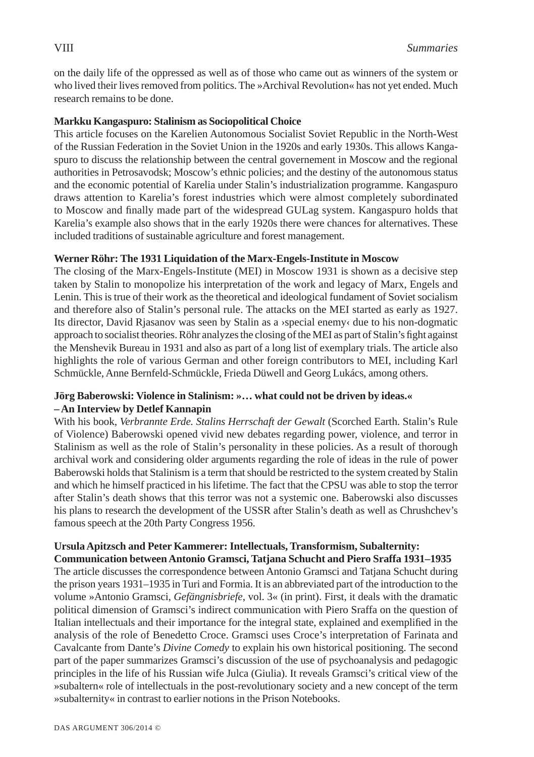on the daily life of the oppressed as well as of those who came out as winners of the system or who lived their lives removed from politics. The »Archival Revolution« has not yet ended. Much research remains to be done.

**Markku Kangaspuro: Stalinism as Sociopolitical Choice**

This article focuses on the Karelien Autonomous Socialist Soviet Republic in the North-West of the Russian Federation in the Soviet Union in the 1920s and early 1930s. This allows Kangaspuro to discuss the relationship between the central governement in Moscow and the regional authorities in Petrosavodsk; Moscow's ethnic policies; and the destiny of the autonomous status and the economic potential of Karelia under Stalin's industrialization programme. Kangaspuro draws attention to Karelia's forest industries which were almost completely subordinated to Moscow and finally made part of the widespread GULag system. Kangaspuro holds that Karelia's example also shows that in the early 1920s there were chances for alternatives. These included traditions of sustainable agriculture and forest management.

**Werner Röhr: The 1931 Liquidation of the Marx-Engels-Institute in Moscow**

The closing of the Marx-Engels-Institute (MEI) in Moscow 1931 is shown as a decisive step taken by Stalin to monopolize his interpretation of the work and legacy of Marx, Engels and Lenin. This is true of their work as the theoretical and ideological fundament of Soviet socialism and therefore also of Stalin's personal rule. The attacks on the MEI started as early as 1927. Its director, David Rjasanov was seen by Stalin as a ›special enemy‹ due to his non-dogmatic approach to socialist theories. Röhr analyzes the closing of the MEI as part of Stalin's fight against the Menshevik Bureau in 1931 and also as part of a long list of exemplary trials. The article also highlights the role of various German and other foreign contributors to MEI, including Karl Schmückle, Anne Bernfeld-Schmückle, Frieda Düwell and Georg Lukács, among others.

**Jörg Baberowski: Violence in Stalinism: »… what could not be driven by ideas.« – An Interview by Detlef Kannapin**

With his book, *Verbrannte Erde. Stalins Herrschaft der Gewalt* (Scorched Earth. Stalin's Rule of Violence) Baberowski opened vivid new debates regarding power, violence, and terror in Stalinism as well as the role of Stalin's personality in these policies. As a result of thorough archival work and considering older arguments regarding the role of ideas in the rule of power Baberowski holds that Stalinism is a term that should be restricted to the system created by Stalin and which he himself practiced in his lifetime. The fact that the CPSU was able to stop the terror after Stalin's death shows that this terror was not a systemic one. Baberowski also discusses his plans to research the development of the USSR after Stalin's death as well as Chrushchev's famous speech at the 20th Party Congress 1956.

**Ursula Apitzsch and Peter Kammerer: Intellectuals, Transformism, Subalternity: Communication between Antonio Gramsci, Tatjana Schucht and Piero Sraffa 1931–1935**

The article discusses the correspondence between Antonio Gramsci and Tatjana Schucht during the prison years 1931–1935 in Turi and Formia. It is an abbreviated part of the introduction to the volume »Antonio Gramsci, *Gefängnisbriefe*, vol. 3« (in print). First, it deals with the dramatic political dimension of Gramsci's indirect communication with Piero Sraffa on the question of Italian intellectuals and their importance for the integral state, explained and exemplified in the analysis of the role of Benedetto Croce. Gramsci uses Croce's interpretation of Farinata and Cavalcante from Dante's *Divine Comedy* to explain his own historical positioning. The second part of the paper summarizes Gramsci's discussion of the use of psychoanalysis and pedagogic principles in the life of his Russian wife Julca (Giulia). It reveals Gramsci's critical view of the »subaltern« role of intellectuals in the post-revolutionary society and a new concept of the term »subalternity« in contrast to earlier notions in the Prison Notebooks.